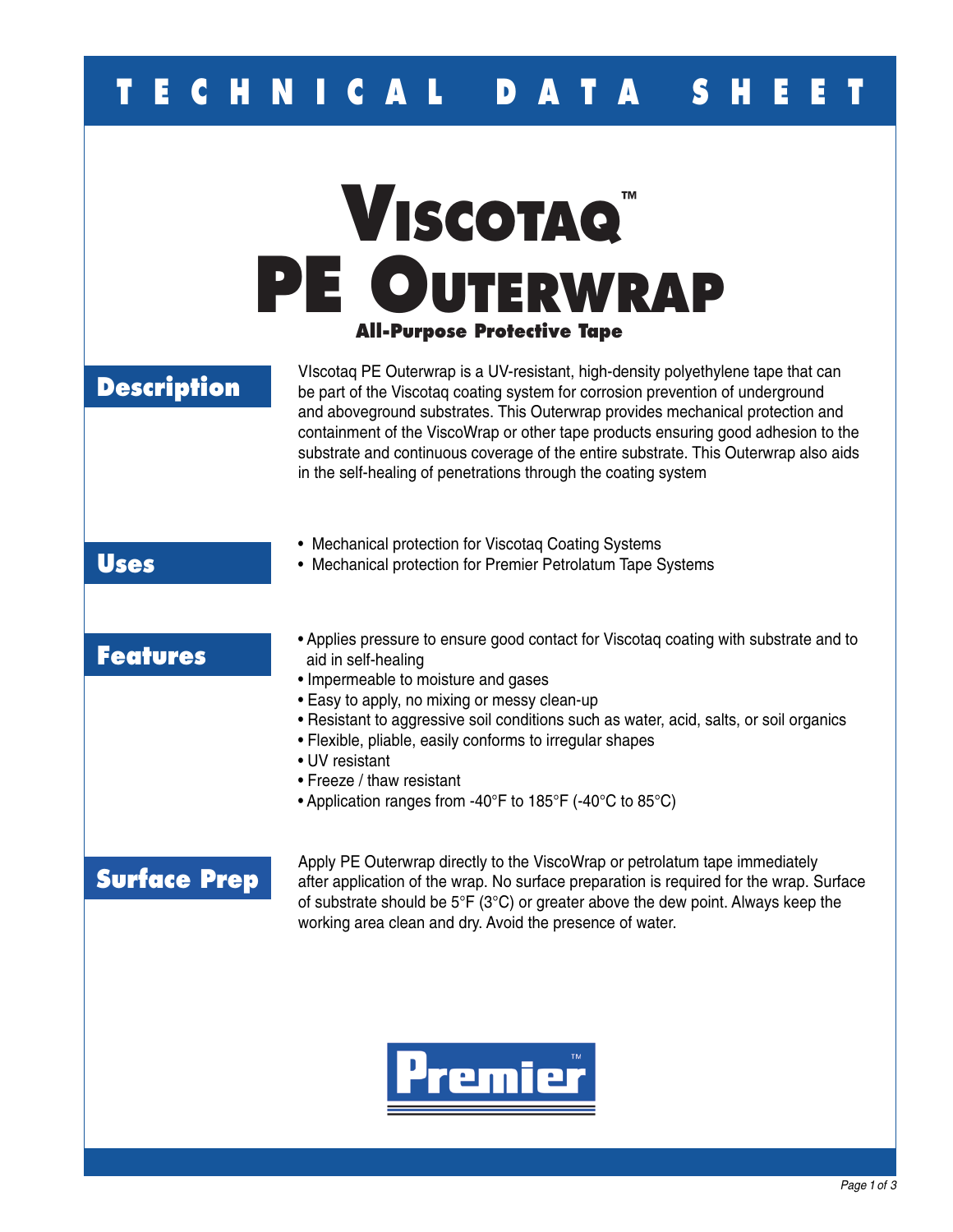# TECHNICAL DATA SHEET

# Viscotaq™ PE Outerwrap

### All-Purpose Protective Tape

## Description

VIscotaq PE Outerwrap is a UV-resistant, high-density polyethylene tape that can be part of the Viscotaq coating system for corrosion prevention of underground and aboveground substrates. This Outerwrap provides mechanical protection and containment of the ViscoWrap or other tape products ensuring good adhesion to the substrate and continuous coverage of the entire substrate. This Outerwrap also aids in the self-healing of penetrations through the coating system

## Uses

- Mechanical protection for Viscotaq Coating Systems
- Mechanical protection for Premier Petrolatum Tape Systems

## Features

- Applies pressure to ensure good contact for Viscotaq coating with substrate and to aid in self-healing
- Impermeable to moisture and gases
- Easy to apply, no mixing or messy clean-up
- Resistant to aggressive soil conditions such as water, acid, salts, or soil organics
- Flexible, pliable, easily conforms to irregular shapes
- UV resistant
- Freeze / thaw resistant
- Application ranges from -40°F to 185°F (-40°C to 85°C)

## Surface Prep

Apply PE Outerwrap directly to the ViscoWrap or petrolatum tape immediately after application of the wrap. No surface preparation is required for the wrap. Surface of substrate should be 5°F (3°C) or greater above the dew point. Always keep the working area clean and dry. Avoid the presence of water.

Premier™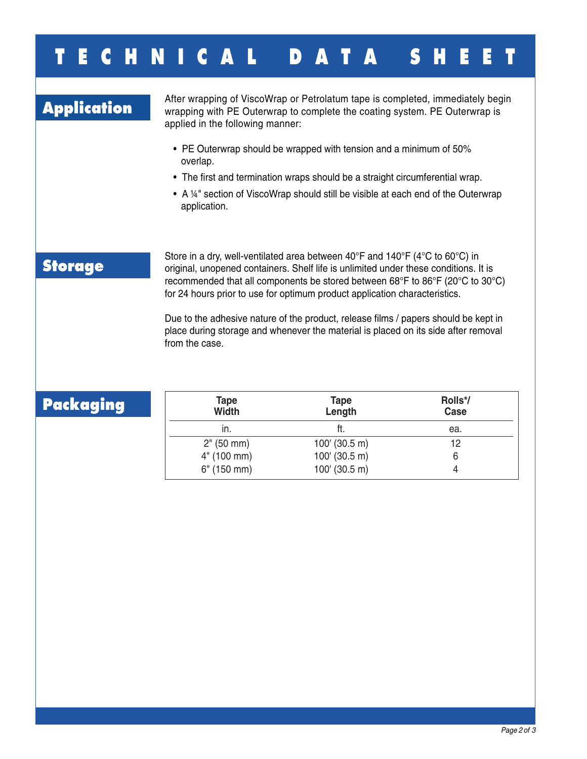# TECHNICAL DATA SHEET

## Application

After wrapping of ViscoWrap or Petrolatum tape is completed, immediately begin wrapping with PE Outerwrap to complete the coating system. PE Outerwrap is applied in the following manner:

- PE Outerwrap should be wrapped with tension and a minimum of 50% overlap.
- The first and termination wraps should be a straight circumferential wrap.
- A ¼" section of ViscoWrap should still be visible at each end of the Outerwrap application.

## Storage

Store in a dry, well-ventilated area between 40°F and 140°F (4°C to 60°C) in original, unopened containers. Shelf life is unlimited under these conditions. It is recommended that all components be stored between 68°F to 86°F (20°C to 30°C) for 24 hours prior to use for optimum product application characteristics.

Due to the adhesive nature of the product, release films / papers should be kept in place during storage and whenever the material is placed on its side after removal from the case.

## Packaging

| Tape Width | Tape Length | Rolls*/ Case |
|---|---|---|
| in. | ft. | ea. |
| 2" (50 mm) | 100' (30.5 m) | 12 |
| 4" (100 mm) | 100' (30.5 m) | 6 |
| 6" (150 mm) | 100' (30.5 m) | 4 |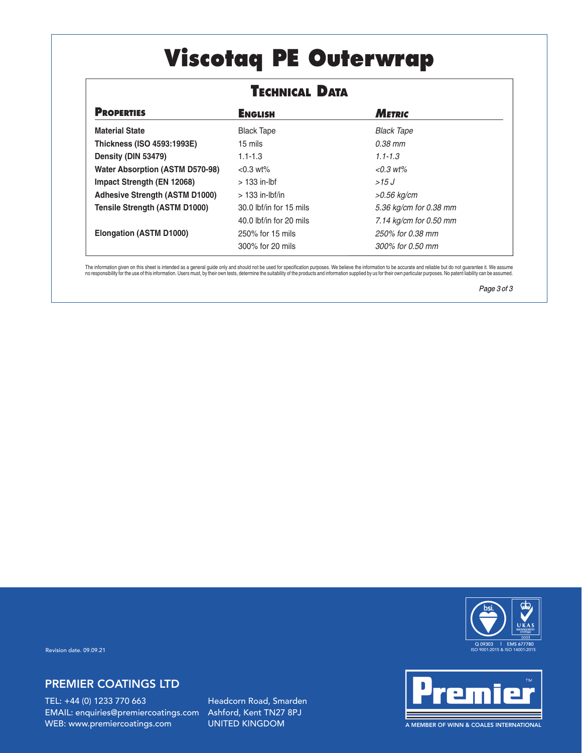# Viscotaq PE Outerwrap

## Technical Data

| **Properties** | **English** | ***Metric*** |
|---|---|---|
| **Material State** | Black Tape | *Black Tape* |
| **Thickness (ISO 4593:1993E)** | 15 mils | *0.38 mm* |
| **Density (DIN 53479)** | 1.1-1.3 | *1.1-1.3* |
| **Water Absorption (ASTM D570-98)** | <0.3 wt% | *<0.3 wt%* |
| **Impact Strength (EN 12068)** | > 133 in-lbf | *>15 J* |
| **Adhesive Strength (ASTM D1000)** | > 133 in-lbf/in | *>0.56 kg/cm* |
| **Tensile Strength (ASTM D1000)** | 30.0 lbf/in for 15 mils | *5.36 kg/cm for 0.38 mm* |
| | 40.0 lbf/in for 20 mils | *7.14 kg/cm for 0.50 mm* |
| **Elongation (ASTM D1000)** | 250% for 15 mils | *250% for 0.38 mm* |
| | 300% for 20 mils | *300% for 0.50 mm* |

The information given on this sheet is intended as a general guide only and should not be used for specification purposes. We believe the information to be accurate and reliable but do not guarantee it. We assume no responsibility for the use of this information. Users must, by their own tests, determine the suitability of the products and information supplied by us for their own particular purposes. No patent liability can be assumed.

Revision date. 09.09.21

Q 09303 | EMS 677780
ISO 9001:2015 & ISO 14001:2015

**PREMIER COATINGS LTD**

TEL: +44 (0) 1233 770 663
EMAIL: enquiries@premiercoatings.com
WEB: www.premiercoatings.com

Headcorn Road, Smarden
Ashford, Kent TN27 8PJ
UNITED KINGDOM

A MEMBER OF WINN & COALES INTERNATIONAL